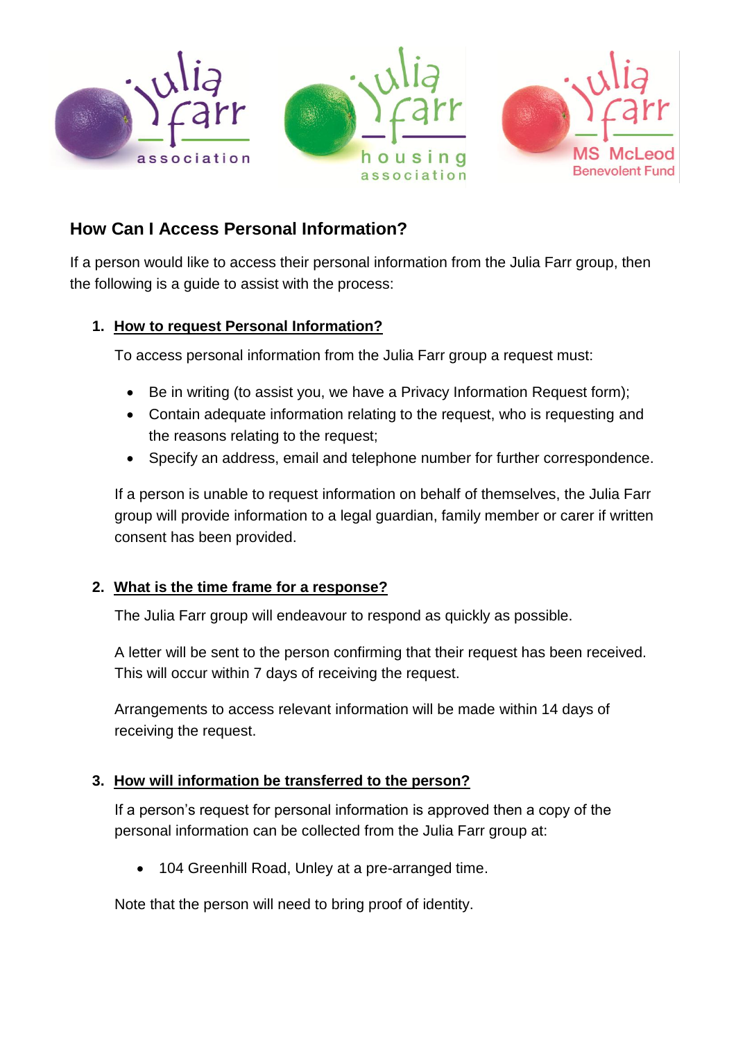## How Can I Access Personal Information?

If a person would like to access their personal information from the Julia Farr group, then the following is a guide to assist with the process:

1. **How to request Personal Information?**

   To access personal information from the Julia Farr group a request must:

   - Be in writing (to assist you, we have a Privacy Information Request form);
   - Contain adequate information relating to the request, who is requesting and the reasons relating to the request;
   - Specify an address, email and telephone number for further correspondence.

   If a person is unable to request information on behalf of themselves, the Julia Farr group will provide information to a legal guardian, family member or carer if written consent has been provided.

2. **What is the time frame for a response?**

   The Julia Farr group will endeavour to respond as quickly as possible.

   A letter will be sent to the person confirming that their request has been received. This will occur within 7 days of receiving the request.

   Arrangements to access relevant information will be made within 14 days of receiving the request.

3. **How will information be transferred to the person?**

   If a person's request for personal information is approved then a copy of the personal information can be collected from the Julia Farr group at:

   - 104 Greenhill Road, Unley at a pre-arranged time.

   Note that the person will need to bring proof of identity.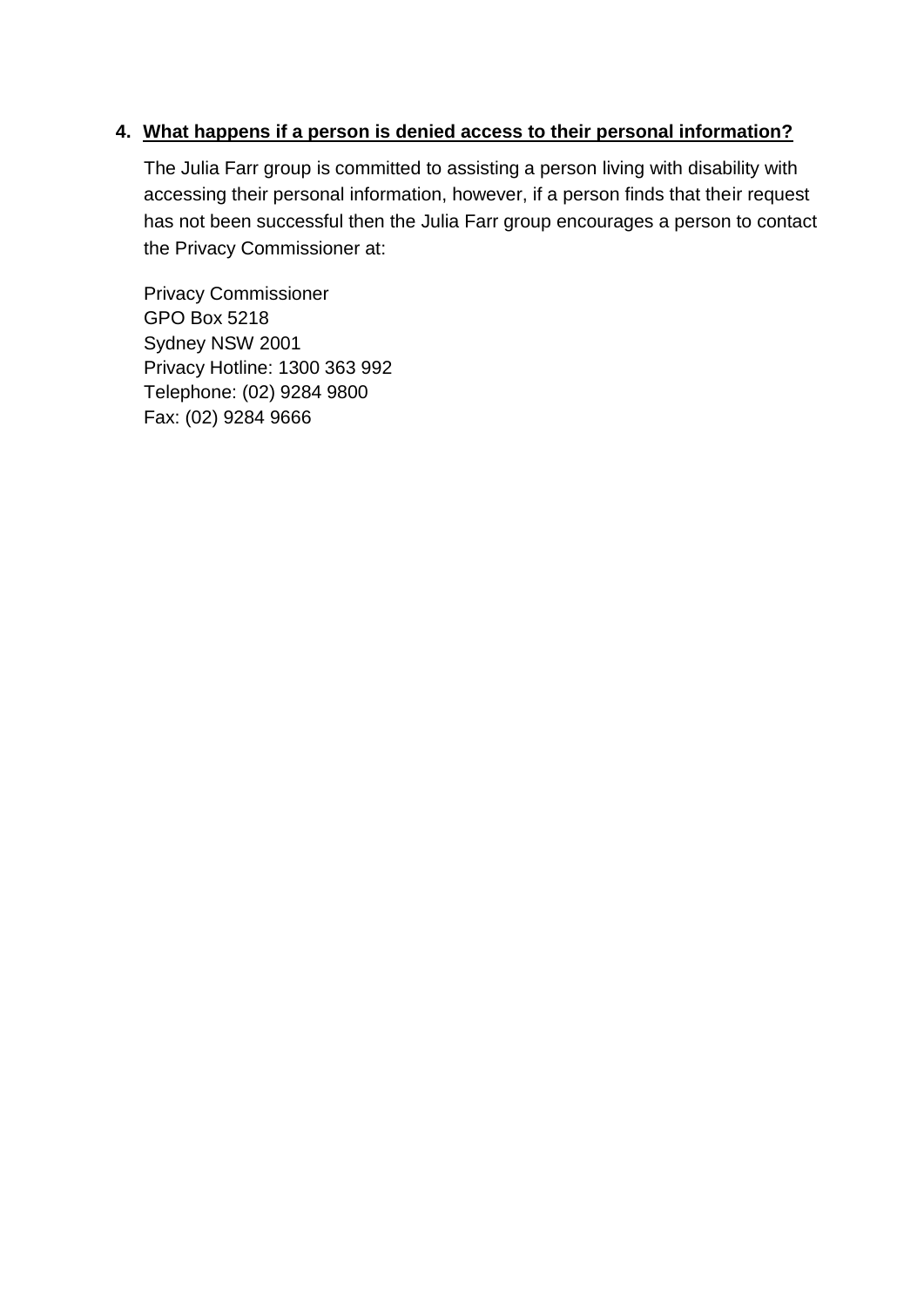## 4. What happens if a person is denied access to their personal information?

The Julia Farr group is committed to assisting a person living with disability with accessing their personal information, however, if a person finds that their request has not been successful then the Julia Farr group encourages a person to contact the Privacy Commissioner at:

Privacy Commissioner  
GPO Box 5218  
Sydney NSW 2001  
Privacy Hotline: 1300 363 992  
Telephone: (02) 9284 9800  
Fax: (02) 9284 9666